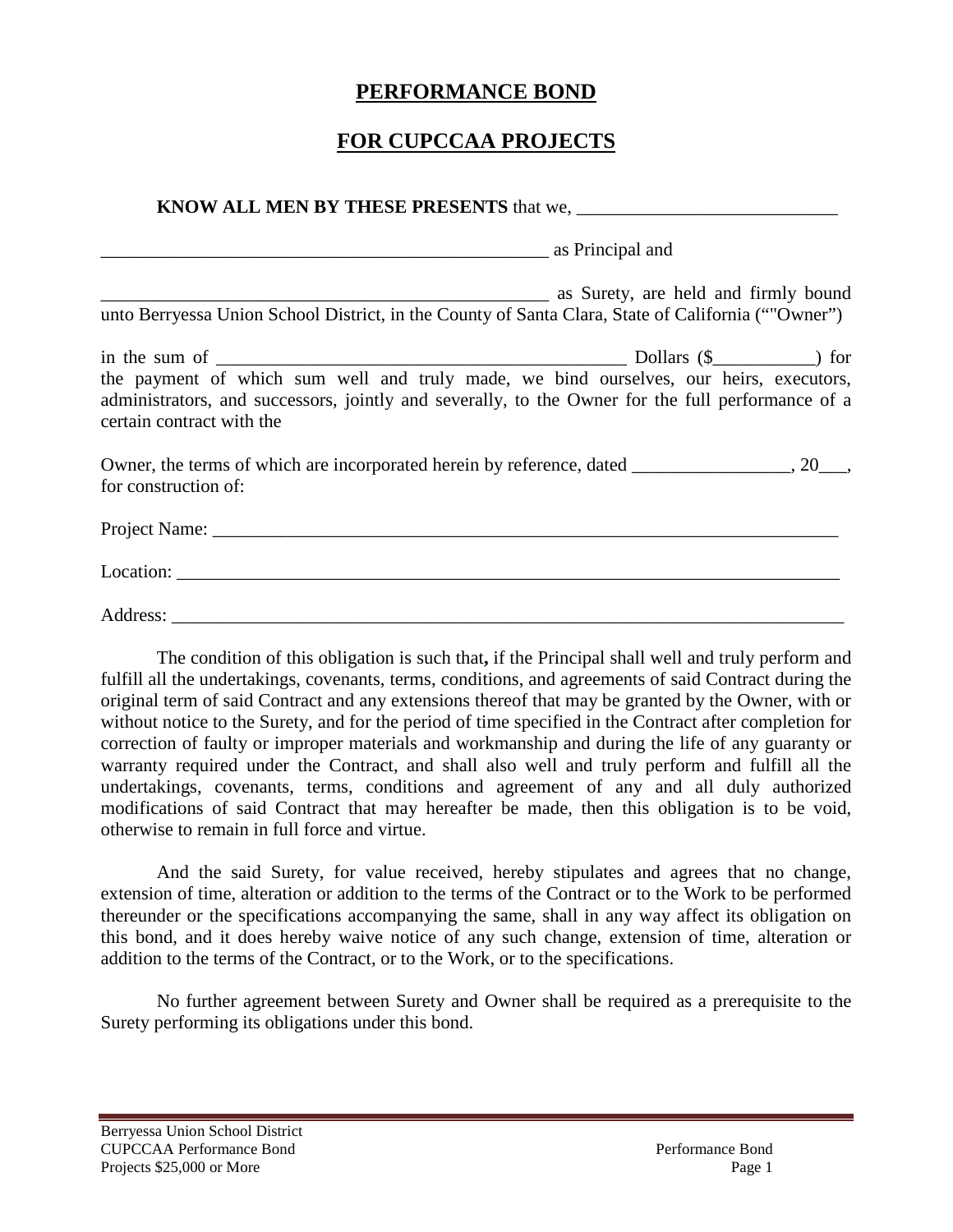# PERFORMANCE BOND

# FOR CUPCCAA PROJECTS

**KNOW ALL MEN BY THESE PRESENTS** that we, ___________________________

_________________________________________________ as Principal and

_________________________________________________ as Surety, are held and firmly bound unto Berryessa Union School District, in the County of Santa Clara, State of California (""Owner")

in the sum of ____________________________________________ Dollars ($___________) for the payment of which sum well and truly made, we bind ourselves, our heirs, executors, administrators, and successors, jointly and severally, to the Owner for the full performance of a certain contract with the

Owner, the terms of which are incorporated herein by reference, dated _________________, 20___, for construction of:

Project Name: ______________________________________________________________________

Location: __________________________________________________________________________

Address: ___________________________________________________________________________

The condition of this obligation is such that**,** if the Principal shall well and truly perform and fulfill all the undertakings, covenants, terms, conditions, and agreements of said Contract during the original term of said Contract and any extensions thereof that may be granted by the Owner, with or without notice to the Surety, and for the period of time specified in the Contract after completion for correction of faulty or improper materials and workmanship and during the life of any guaranty or warranty required under the Contract, and shall also well and truly perform and fulfill all the undertakings, covenants, terms, conditions and agreement of any and all duly authorized modifications of said Contract that may hereafter be made, then this obligation is to be void, otherwise to remain in full force and virtue.

And the said Surety, for value received, hereby stipulates and agrees that no change, extension of time, alteration or addition to the terms of the Contract or to the Work to be performed thereunder or the specifications accompanying the same, shall in any way affect its obligation on this bond, and it does hereby waive notice of any such change, extension of time, alteration or addition to the terms of the Contract, or to the Work, or to the specifications.

No further agreement between Surety and Owner shall be required as a prerequisite to the Surety performing its obligations under this bond.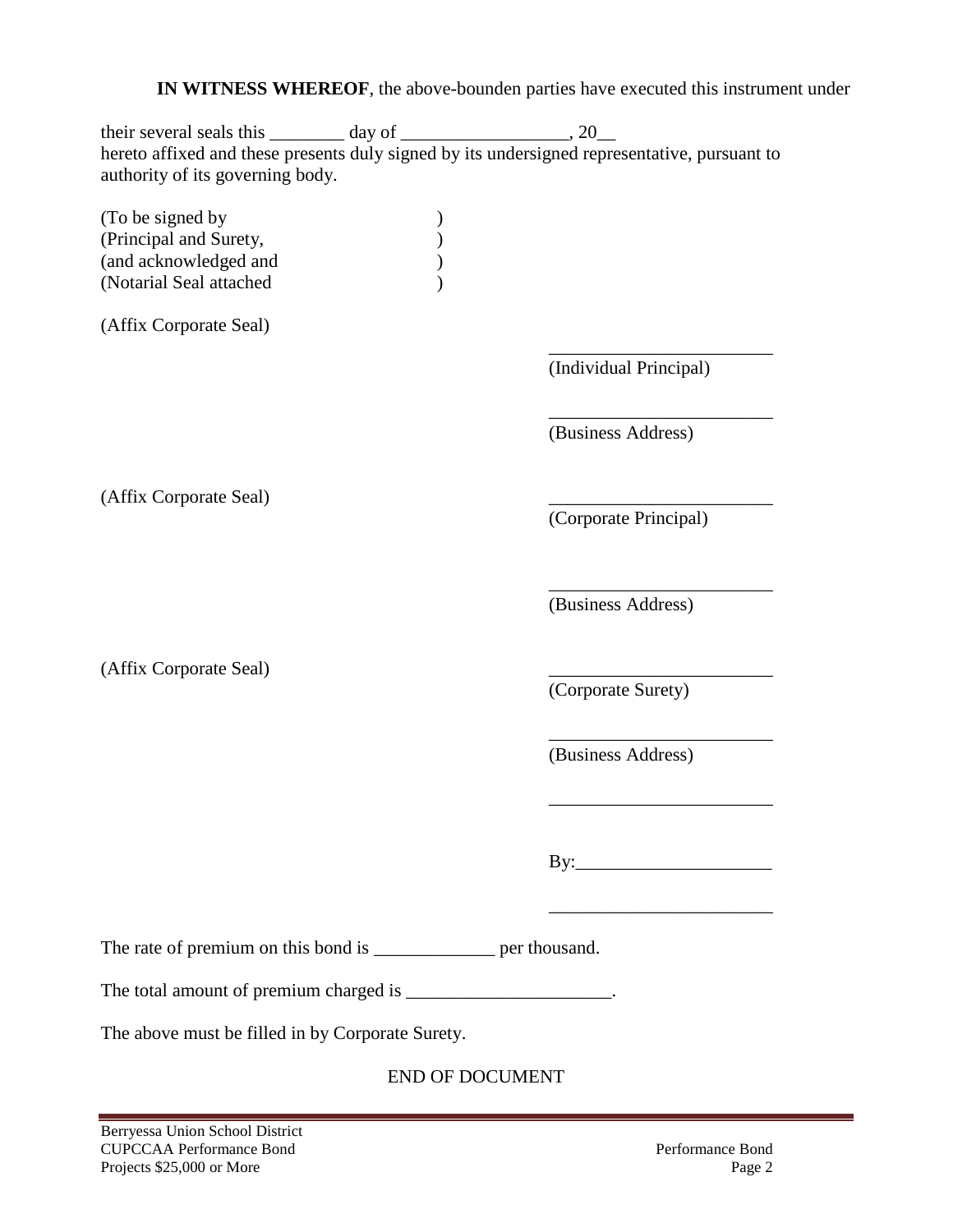**IN WITNESS WHEREOF**, the above-bounden parties have executed this instrument under

their several seals this ________ day of __________________, 20__
hereto affixed and these presents duly signed by its undersigned representative, pursuant to authority of its governing body.

(To be signed by )
(Principal and Surety, )
(and acknowledged and )
(Notarial Seal attached )

(Affix Corporate Seal)

________________________
(Individual Principal)

________________________
(Business Address)

(Affix Corporate Seal)

________________________
(Corporate Principal)

________________________
(Business Address)

(Affix Corporate Seal)

________________________
(Corporate Surety)

________________________
(Business Address)

________________________

By:_____________________

________________________

The rate of premium on this bond is _____________ per thousand.

The total amount of premium charged is ______________________.

The above must be filled in by Corporate Surety.

END OF DOCUMENT